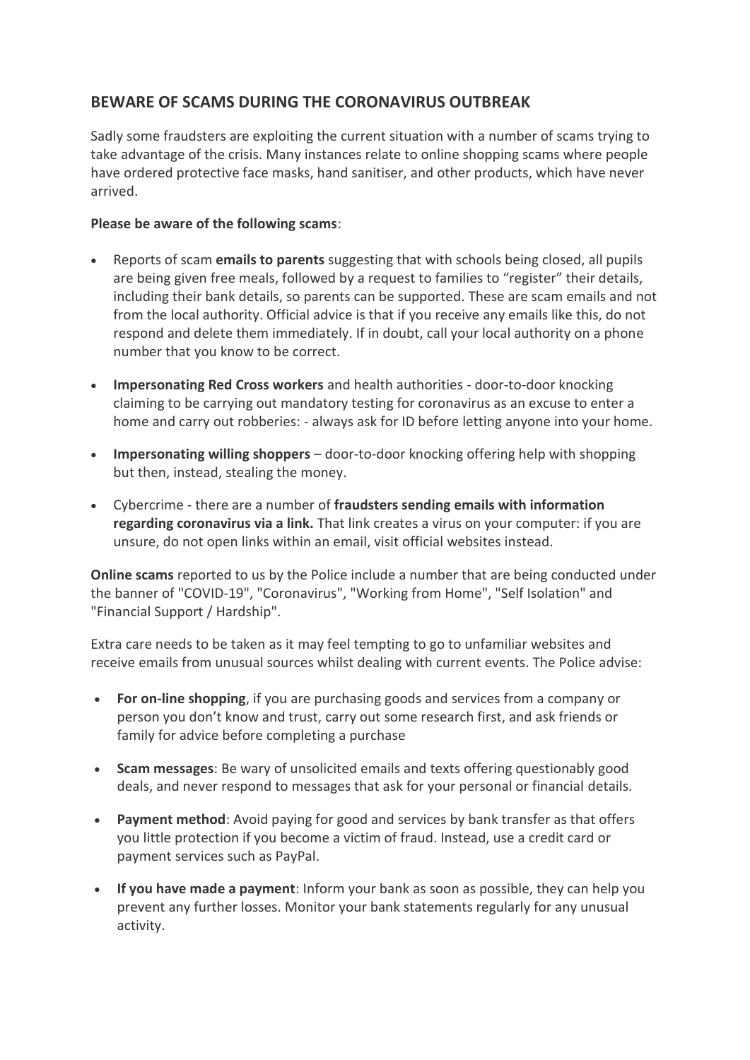## BEWARE OF SCAMS DURING THE CORONAVIRUS OUTBREAK

Sadly some fraudsters are exploiting the current situation with a number of scams trying to take advantage of the crisis. Many instances relate to online shopping scams where people have ordered protective face masks, hand sanitiser, and other products, which have never arrived.

**Please be aware of the following scams**:

- Reports of scam **emails to parents** suggesting that with schools being closed, all pupils are being given free meals, followed by a request to families to "register" their details, including their bank details, so parents can be supported. These are scam emails and not from the local authority. Official advice is that if you receive any emails like this, do not respond and delete them immediately. If in doubt, call your local authority on a phone number that you know to be correct.
- **Impersonating Red Cross workers** and health authorities - door-to-door knocking claiming to be carrying out mandatory testing for coronavirus as an excuse to enter a home and carry out robberies: - always ask for ID before letting anyone into your home.
- **Impersonating willing shoppers** – door-to-door knocking offering help with shopping but then, instead, stealing the money.
- Cybercrime - there are a number of **fraudsters sending emails with information regarding coronavirus via a link.** That link creates a virus on your computer: if you are unsure, do not open links within an email, visit official websites instead.

**Online scams** reported to us by the Police include a number that are being conducted under the banner of "COVID-19", "Coronavirus", "Working from Home", "Self Isolation" and "Financial Support / Hardship".

Extra care needs to be taken as it may feel tempting to go to unfamiliar websites and receive emails from unusual sources whilst dealing with current events. The Police advise:

- **For on-line shopping**, if you are purchasing goods and services from a company or person you don't know and trust, carry out some research first, and ask friends or family for advice before completing a purchase
- **Scam messages**: Be wary of unsolicited emails and texts offering questionably good deals, and never respond to messages that ask for your personal or financial details.
- **Payment method**: Avoid paying for good and services by bank transfer as that offers you little protection if you become a victim of fraud. Instead, use a credit card or payment services such as PayPal.
- **If you have made a payment**: Inform your bank as soon as possible, they can help you prevent any further losses. Monitor your bank statements regularly for any unusual activity.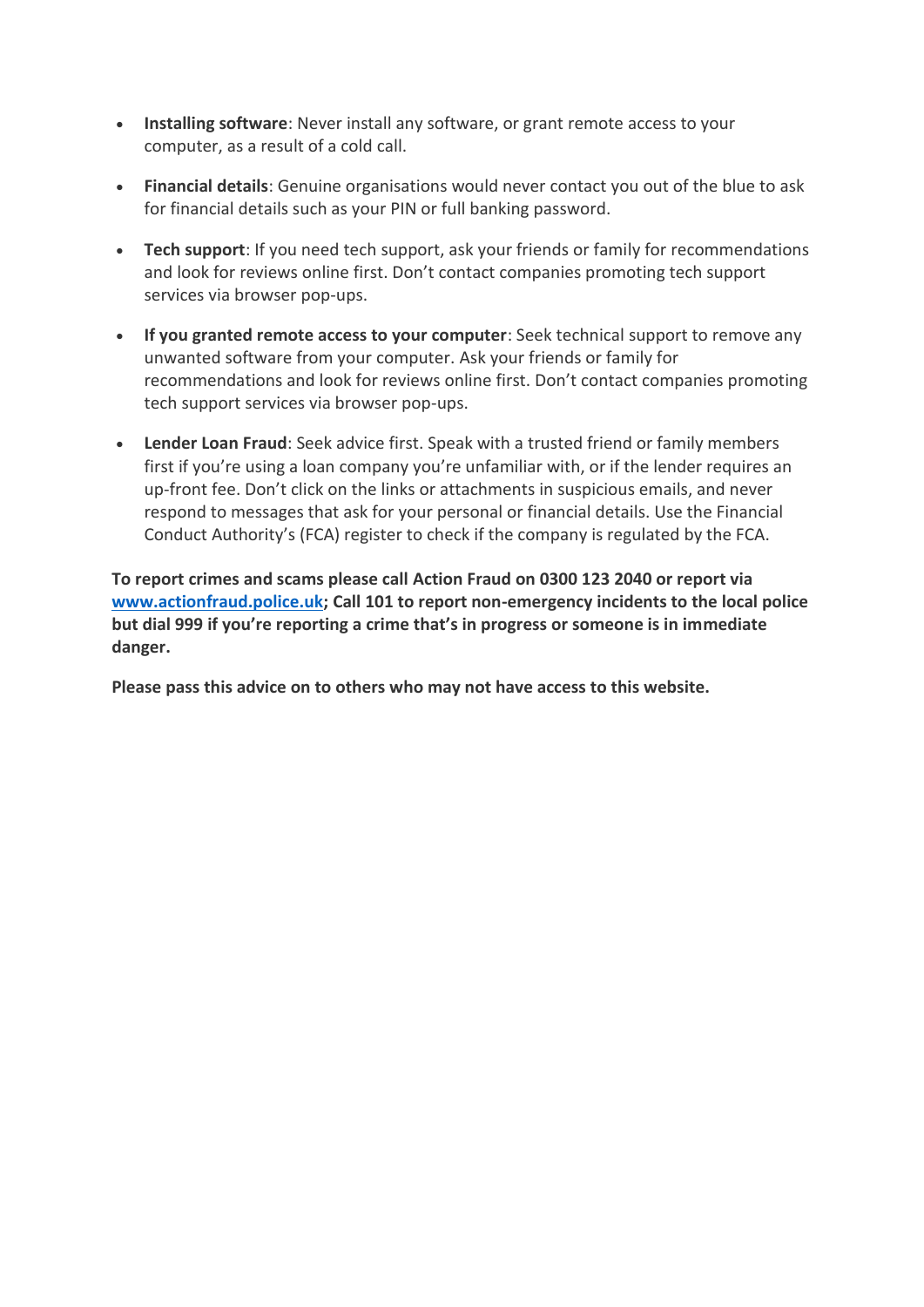- **Installing software**: Never install any software, or grant remote access to your computer, as a result of a cold call.
- **Financial details**: Genuine organisations would never contact you out of the blue to ask for financial details such as your PIN or full banking password.
- **Tech support**: If you need tech support, ask your friends or family for recommendations and look for reviews online first. Don't contact companies promoting tech support services via browser pop-ups.
- **If you granted remote access to your computer**: Seek technical support to remove any unwanted software from your computer. Ask your friends or family for recommendations and look for reviews online first. Don't contact companies promoting tech support services via browser pop-ups.
- **Lender Loan Fraud**: Seek advice first. Speak with a trusted friend or family members first if you're using a loan company you're unfamiliar with, or if the lender requires an up-front fee. Don't click on the links or attachments in suspicious emails, and never respond to messages that ask for your personal or financial details. Use the Financial Conduct Authority's (FCA) register to check if the company is regulated by the FCA.

**To report crimes and scams please call Action Fraud on 0300 123 2040 or report via [www.actionfraud.police.uk](http://www.actionfraud.police.uk); Call 101 to report non-emergency incidents to the local police but dial 999 if you're reporting a crime that's in progress or someone is in immediate danger.**

**Please pass this advice on to others who may not have access to this website.**